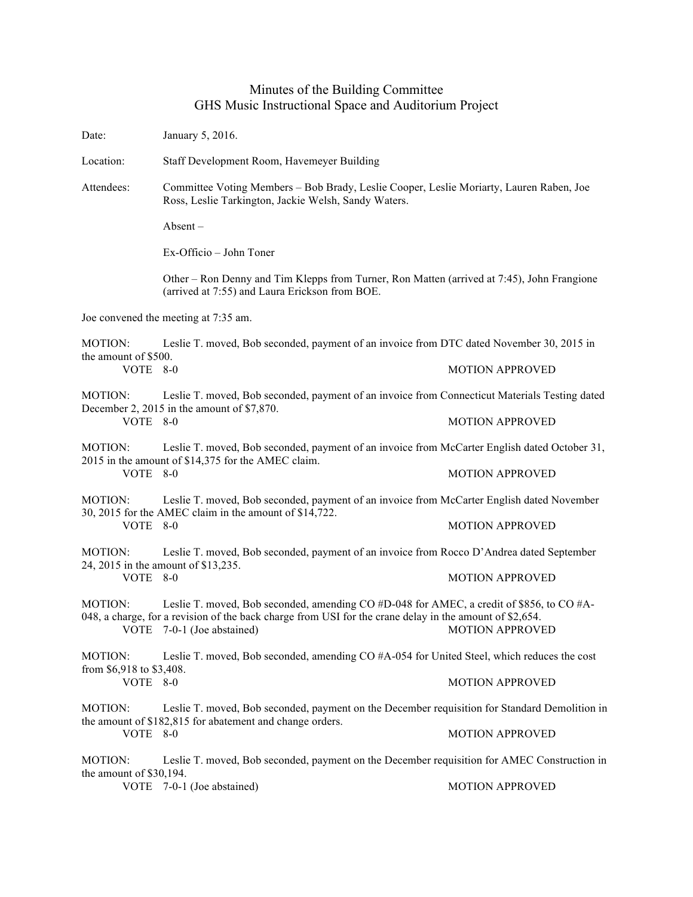# Minutes of the Building Committee
## GHS Music Instructional Space and Auditorium Project

Date: January 5, 2016.

Location: Staff Development Room, Havemeyer Building

Attendees: Committee Voting Members – Bob Brady, Leslie Cooper, Leslie Moriarty, Lauren Raben, Joe Ross, Leslie Tarkington, Jackie Welsh, Sandy Waters.

Absent –

Ex-Officio – John Toner

Other – Ron Denny and Tim Klepps from Turner, Ron Matten (arrived at 7:45), John Frangione (arrived at 7:55) and Laura Erickson from BOE.

Joe convened the meeting at 7:35 am.

MOTION: Leslie T. moved, Bob seconded, payment of an invoice from DTC dated November 30, 2015 in the amount of $500.
VOTE 8-0 MOTION APPROVED

MOTION: Leslie T. moved, Bob seconded, payment of an invoice from Connecticut Materials Testing dated December 2, 2015 in the amount of $7,870.
VOTE 8-0 MOTION APPROVED

MOTION: Leslie T. moved, Bob seconded, payment of an invoice from McCarter English dated October 31, 2015 in the amount of $14,375 for the AMEC claim.
VOTE 8-0 MOTION APPROVED

MOTION: Leslie T. moved, Bob seconded, payment of an invoice from McCarter English dated November 30, 2015 for the AMEC claim in the amount of $14,722.
VOTE 8-0 MOTION APPROVED

MOTION: Leslie T. moved, Bob seconded, payment of an invoice from Rocco D'Andrea dated September 24, 2015 in the amount of $13,235.
VOTE 8-0 MOTION APPROVED

MOTION: Leslie T. moved, Bob seconded, amending CO #D-048 for AMEC, a credit of $856, to CO #A-048, a charge, for a revision of the back charge from USI for the crane delay in the amount of $2,654.
VOTE 7-0-1 (Joe abstained) MOTION APPROVED

MOTION: Leslie T. moved, Bob seconded, amending CO #A-054 for United Steel, which reduces the cost from $6,918 to $3,408.
VOTE 8-0 MOTION APPROVED

MOTION: Leslie T. moved, Bob seconded, payment on the December requisition for Standard Demolition in the amount of $182,815 for abatement and change orders.
VOTE 8-0 MOTION APPROVED

MOTION: Leslie T. moved, Bob seconded, payment on the December requisition for AMEC Construction in the amount of $30,194.
VOTE 7-0-1 (Joe abstained) MOTION APPROVED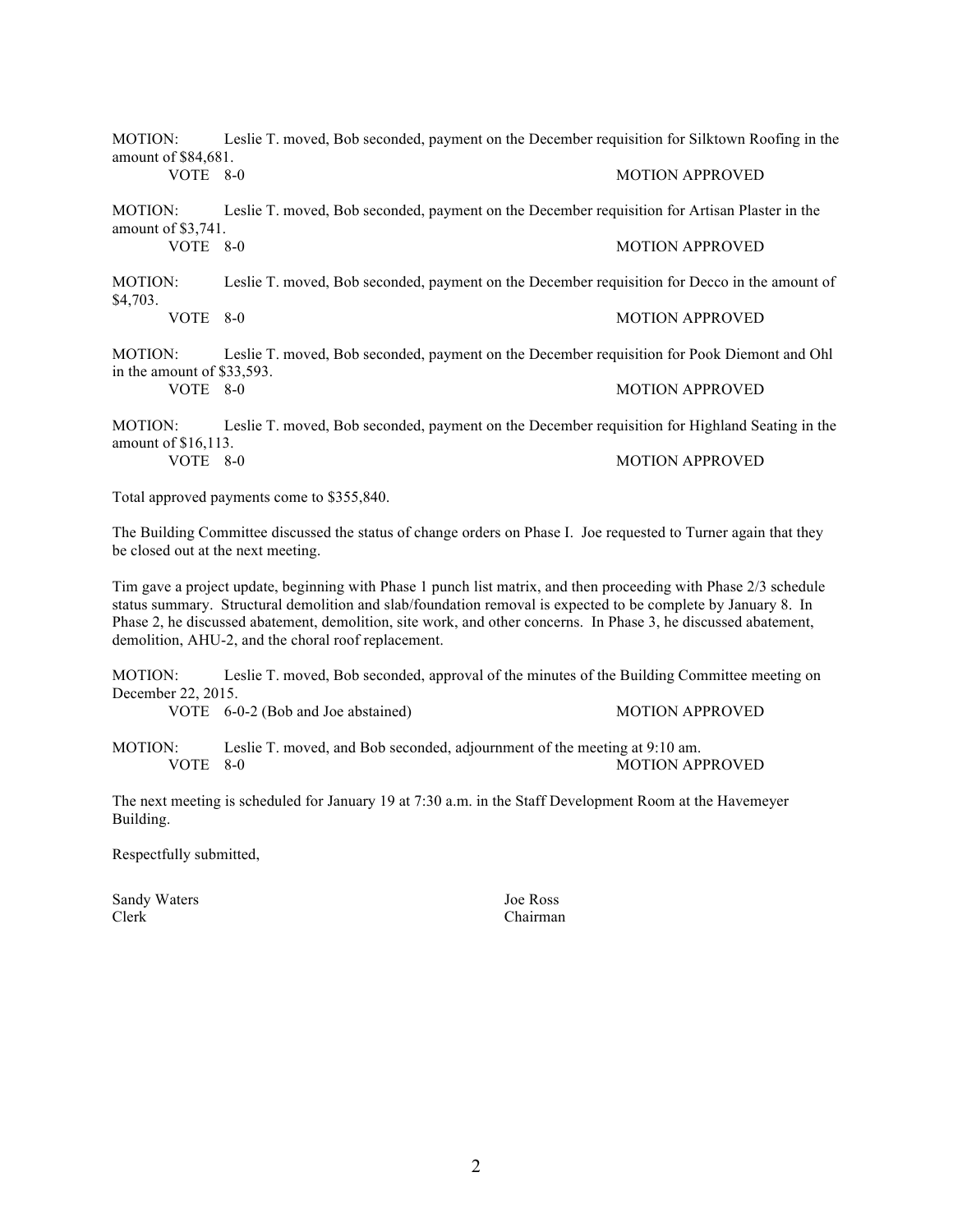MOTION: Leslie T. moved, Bob seconded, payment on the December requisition for Silktown Roofing in the amount of $84,681.
VOTE 8-0 MOTION APPROVED

MOTION: Leslie T. moved, Bob seconded, payment on the December requisition for Artisan Plaster in the amount of $3,741.
VOTE 8-0 MOTION APPROVED

MOTION: Leslie T. moved, Bob seconded, payment on the December requisition for Decco in the amount of $4,703.
VOTE 8-0 MOTION APPROVED

MOTION: Leslie T. moved, Bob seconded, payment on the December requisition for Pook Diemont and Ohl in the amount of $33,593.
VOTE 8-0 MOTION APPROVED

MOTION: Leslie T. moved, Bob seconded, payment on the December requisition for Highland Seating in the amount of $16,113.
VOTE 8-0 MOTION APPROVED

Total approved payments come to $355,840.

The Building Committee discussed the status of change orders on Phase I. Joe requested to Turner again that they be closed out at the next meeting.

Tim gave a project update, beginning with Phase 1 punch list matrix, and then proceeding with Phase 2/3 schedule status summary. Structural demolition and slab/foundation removal is expected to be complete by January 8. In Phase 2, he discussed abatement, demolition, site work, and other concerns. In Phase 3, he discussed abatement, demolition, AHU-2, and the choral roof replacement.

MOTION: Leslie T. moved, Bob seconded, approval of the minutes of the Building Committee meeting on December 22, 2015.
VOTE 6-0-2 (Bob and Joe abstained) MOTION APPROVED

MOTION: Leslie T. moved, and Bob seconded, adjournment of the meeting at 9:10 am.
VOTE 8-0 MOTION APPROVED

The next meeting is scheduled for January 19 at 7:30 a.m. in the Staff Development Room at the Havemeyer Building.

Respectfully submitted,

Sandy Waters
Clerk

Joe Ross
Chairman